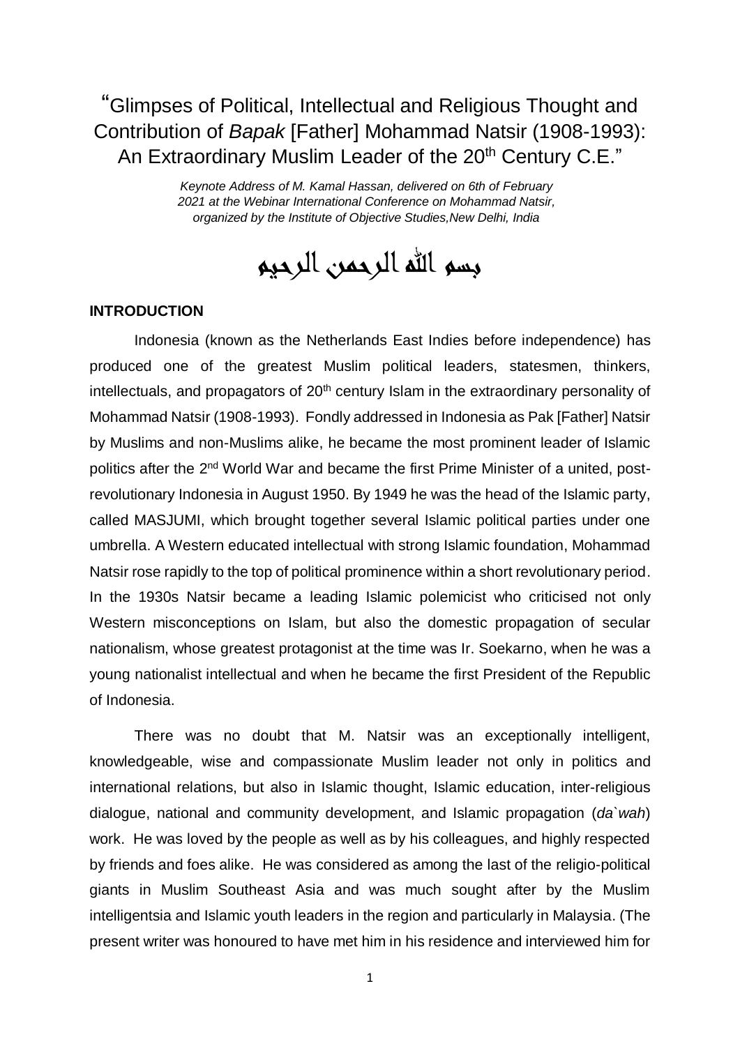# "Glimpses of Political, Intellectual and Religious Thought and Contribution of *Bapak* [Father] Mohammad Natsir (1908-1993): An Extraordinary Muslim Leader of the 20th Century C.E."

*Keynote Address of M. Kamal Hassan, delivered on 6th of February 2021 at the Webinar International Conference on Mohammad Natsir, organized by the Institute of Objective Studies,New Delhi, India*

بسم الله الرحمن الرحيم

## INTRODUCTION

Indonesia (known as the Netherlands East Indies before independence) has produced one of the greatest Muslim political leaders, statesmen, thinkers, intellectuals, and propagators of 20th century Islam in the extraordinary personality of Mohammad Natsir (1908-1993). Fondly addressed in Indonesia as Pak [Father] Natsir by Muslims and non-Muslims alike, he became the most prominent leader of Islamic politics after the 2nd World War and became the first Prime Minister of a united, post-revolutionary Indonesia in August 1950. By 1949 he was the head of the Islamic party, called MASJUMI, which brought together several Islamic political parties under one umbrella. A Western educated intellectual with strong Islamic foundation, Mohammad Natsir rose rapidly to the top of political prominence within a short revolutionary period. In the 1930s Natsir became a leading Islamic polemicist who criticised not only Western misconceptions on Islam, but also the domestic propagation of secular nationalism, whose greatest protagonist at the time was Ir. Soekarno, when he was a young nationalist intellectual and when he became the first President of the Republic of Indonesia.

There was no doubt that M. Natsir was an exceptionally intelligent, knowledgeable, wise and compassionate Muslim leader not only in politics and international relations, but also in Islamic thought, Islamic education, inter-religious dialogue, national and community development, and Islamic propagation (*da`wah*) work. He was loved by the people as well as by his colleagues, and highly respected by friends and foes alike. He was considered as among the last of the religio-political giants in Muslim Southeast Asia and was much sought after by the Muslim intelligentsia and Islamic youth leaders in the region and particularly in Malaysia. (The present writer was honoured to have met him in his residence and interviewed him for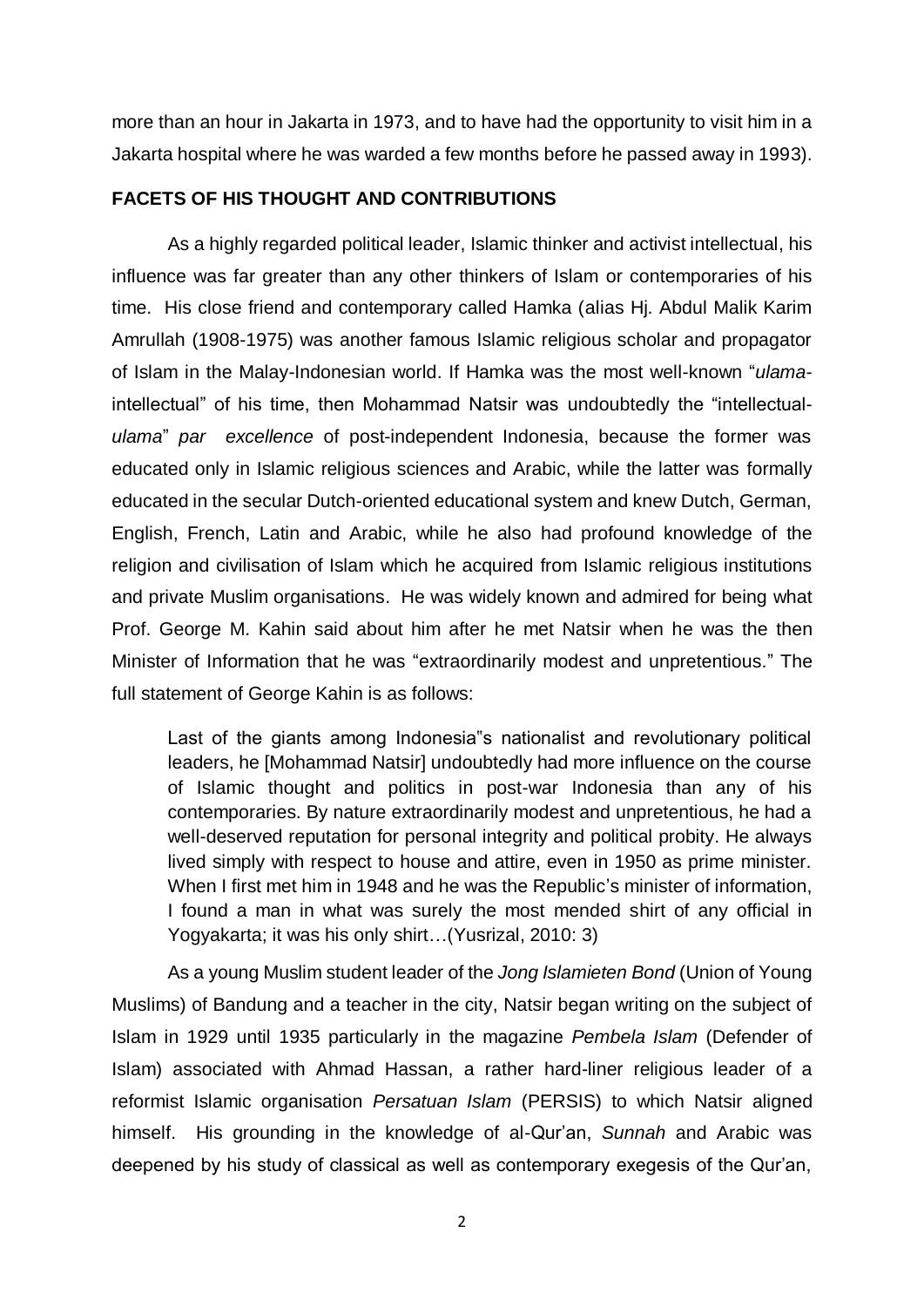more than an hour in Jakarta in 1973, and to have had the opportunity to visit him in a Jakarta hospital where he was warded a few months before he passed away in 1993).

## FACETS OF HIS THOUGHT AND CONTRIBUTIONS

As a highly regarded political leader, Islamic thinker and activist intellectual, his influence was far greater than any other thinkers of Islam or contemporaries of his time. His close friend and contemporary called Hamka (alias Hj. Abdul Malik Karim Amrullah (1908-1975) was another famous Islamic religious scholar and propagator of Islam in the Malay-Indonesian world. If Hamka was the most well-known "*ulama*-intellectual" of his time, then Mohammad Natsir was undoubtedly the "intellectual-*ulama*" *par excellence* of post-independent Indonesia, because the former was educated only in Islamic religious sciences and Arabic, while the latter was formally educated in the secular Dutch-oriented educational system and knew Dutch, German, English, French, Latin and Arabic, while he also had profound knowledge of the religion and civilisation of Islam which he acquired from Islamic religious institutions and private Muslim organisations. He was widely known and admired for being what Prof. George M. Kahin said about him after he met Natsir when he was the then Minister of Information that he was "extraordinarily modest and unpretentious." The full statement of George Kahin is as follows:

> Last of the giants among Indonesia"s nationalist and revolutionary political leaders, he [Mohammad Natsir] undoubtedly had more influence on the course of Islamic thought and politics in post-war Indonesia than any of his contemporaries. By nature extraordinarily modest and unpretentious, he had a well-deserved reputation for personal integrity and political probity. He always lived simply with respect to house and attire, even in 1950 as prime minister. When I first met him in 1948 and he was the Republic's minister of information, I found a man in what was surely the most mended shirt of any official in Yogyakarta; it was his only shirt…(Yusrizal, 2010: 3)

As a young Muslim student leader of the *Jong Islamieten Bond* (Union of Young Muslims) of Bandung and a teacher in the city, Natsir began writing on the subject of Islam in 1929 until 1935 particularly in the magazine *Pembela Islam* (Defender of Islam) associated with Ahmad Hassan, a rather hard-liner religious leader of a reformist Islamic organisation *Persatuan Islam* (PERSIS) to which Natsir aligned himself. His grounding in the knowledge of al-Qur'an, *Sunnah* and Arabic was deepened by his study of classical as well as contemporary exegesis of the Qur'an,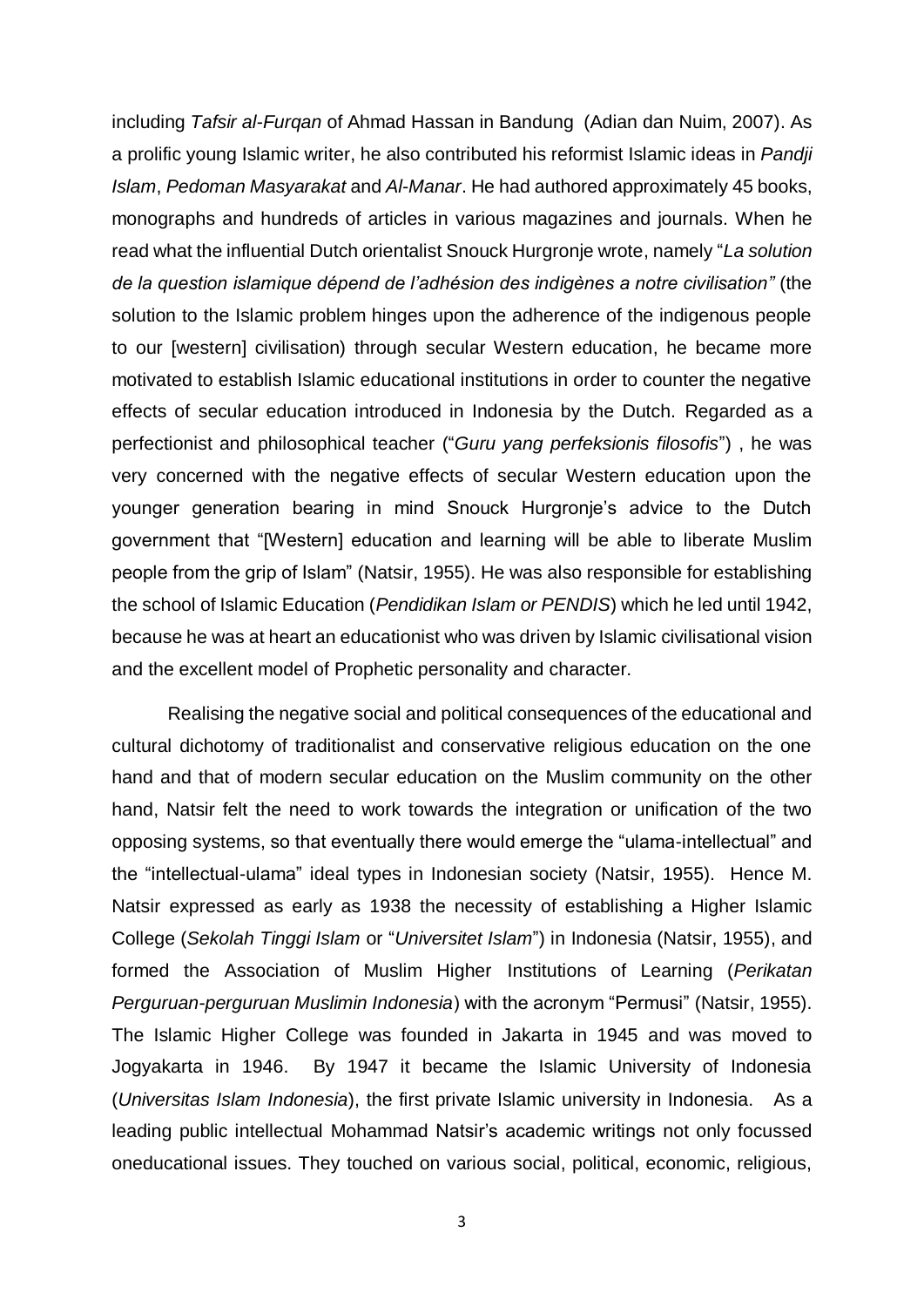including *Tafsir al-Furqan* of Ahmad Hassan in Bandung (Adian dan Nuim, 2007). As a prolific young Islamic writer, he also contributed his reformist Islamic ideas in *Pandji Islam*, *Pedoman Masyarakat* and *Al-Manar*. He had authored approximately 45 books, monographs and hundreds of articles in various magazines and journals. When he read what the influential Dutch orientalist Snouck Hurgronje wrote, namely "*La solution de la question islamique dépend de l'adhésion des indigènes a notre civilisation"* (the solution to the Islamic problem hinges upon the adherence of the indigenous people to our [western] civilisation) through secular Western education, he became more motivated to establish Islamic educational institutions in order to counter the negative effects of secular education introduced in Indonesia by the Dutch. Regarded as a perfectionist and philosophical teacher ("*Guru yang perfeksionis filosofis*") , he was very concerned with the negative effects of secular Western education upon the younger generation bearing in mind Snouck Hurgronje's advice to the Dutch government that "[Western] education and learning will be able to liberate Muslim people from the grip of Islam" (Natsir, 1955). He was also responsible for establishing the school of Islamic Education (*Pendidikan Islam or PENDIS*) which he led until 1942, because he was at heart an educationist who was driven by Islamic civilisational vision and the excellent model of Prophetic personality and character.

Realising the negative social and political consequences of the educational and cultural dichotomy of traditionalist and conservative religious education on the one hand and that of modern secular education on the Muslim community on the other hand, Natsir felt the need to work towards the integration or unification of the two opposing systems, so that eventually there would emerge the "ulama-intellectual" and the "intellectual-ulama" ideal types in Indonesian society (Natsir, 1955). Hence M. Natsir expressed as early as 1938 the necessity of establishing a Higher Islamic College (*Sekolah Tinggi Islam* or "*Universitet Islam*") in Indonesia (Natsir, 1955), and formed the Association of Muslim Higher Institutions of Learning (*Perikatan Perguruan-perguruan Muslimin Indonesia*) with the acronym "Permusi" (Natsir, 1955). The Islamic Higher College was founded in Jakarta in 1945 and was moved to Jogyakarta in 1946. By 1947 it became the Islamic University of Indonesia (*Universitas Islam Indonesia*), the first private Islamic university in Indonesia. As a leading public intellectual Mohammad Natsir's academic writings not only focussed oneducational issues. They touched on various social, political, economic, religious,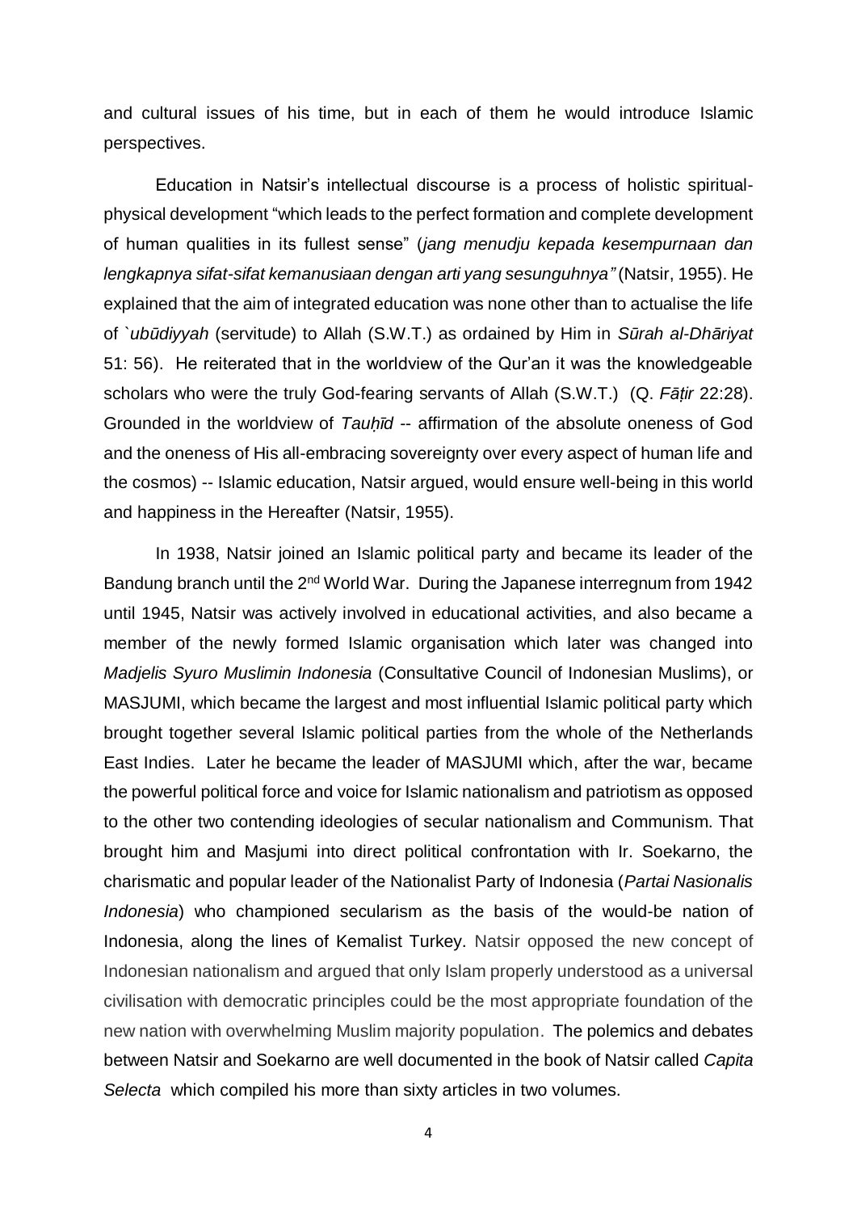and cultural issues of his time, but in each of them he would introduce Islamic perspectives.

Education in Natsir's intellectual discourse is a process of holistic spiritual-physical development "which leads to the perfect formation and complete development of human qualities in its fullest sense" (*jang menudju kepada kesempurnaan dan lengkapnya sifat-sifat kemanusiaan dengan arti yang sesunguhnya"* (Natsir, 1955). He explained that the aim of integrated education was none other than to actualise the life of `*ubūdiyyah* (servitude) to Allah (S.W.T.) as ordained by Him in *Sūrah al-Dhāriyat* 51: 56). He reiterated that in the worldview of the Qur'an it was the knowledgeable scholars who were the truly God-fearing servants of Allah (S.W.T.) (Q. *Fāṭir* 22:28). Grounded in the worldview of *Tauḥīd* -- affirmation of the absolute oneness of God and the oneness of His all-embracing sovereignty over every aspect of human life and the cosmos) -- Islamic education, Natsir argued, would ensure well-being in this world and happiness in the Hereafter (Natsir, 1955).

In 1938, Natsir joined an Islamic political party and became its leader of the Bandung branch until the 2nd World War. During the Japanese interregnum from 1942 until 1945, Natsir was actively involved in educational activities, and also became a member of the newly formed Islamic organisation which later was changed into *Madjelis Syuro Muslimin Indonesia* (Consultative Council of Indonesian Muslims), or MASJUMI, which became the largest and most influential Islamic political party which brought together several Islamic political parties from the whole of the Netherlands East Indies. Later he became the leader of MASJUMI which, after the war, became the powerful political force and voice for Islamic nationalism and patriotism as opposed to the other two contending ideologies of secular nationalism and Communism. That brought him and Masjumi into direct political confrontation with Ir. Soekarno, the charismatic and popular leader of the Nationalist Party of Indonesia (*Partai Nasionalis Indonesia*) who championed secularism as the basis of the would-be nation of Indonesia, along the lines of Kemalist Turkey. Natsir opposed the new concept of Indonesian nationalism and argued that only Islam properly understood as a universal civilisation with democratic principles could be the most appropriate foundation of the new nation with overwhelming Muslim majority population. The polemics and debates between Natsir and Soekarno are well documented in the book of Natsir called *Capita Selecta* which compiled his more than sixty articles in two volumes.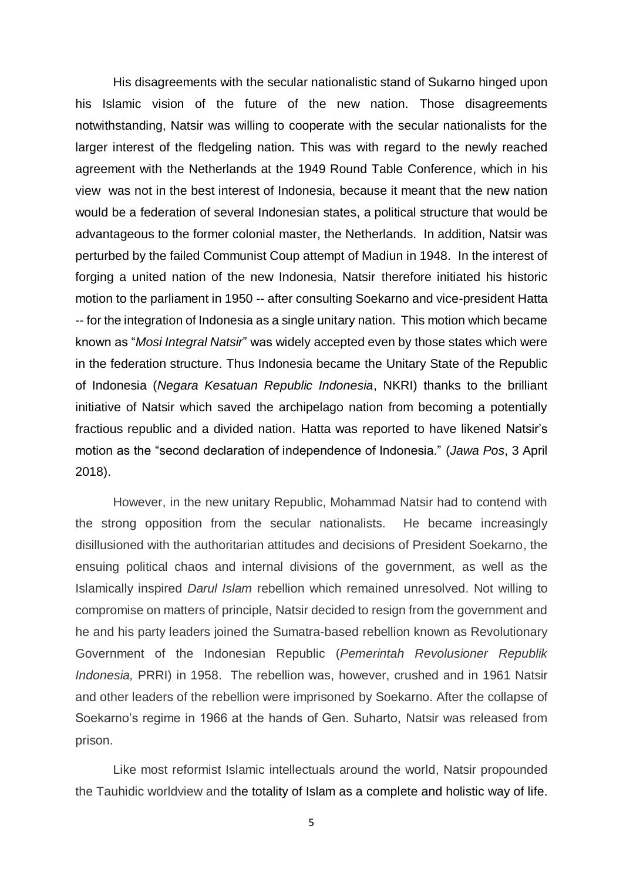His disagreements with the secular nationalistic stand of Sukarno hinged upon his Islamic vision of the future of the new nation. Those disagreements notwithstanding, Natsir was willing to cooperate with the secular nationalists for the larger interest of the fledgeling nation. This was with regard to the newly reached agreement with the Netherlands at the 1949 Round Table Conference, which in his view was not in the best interest of Indonesia, because it meant that the new nation would be a federation of several Indonesian states, a political structure that would be advantageous to the former colonial master, the Netherlands. In addition, Natsir was perturbed by the failed Communist Coup attempt of Madiun in 1948. In the interest of forging a united nation of the new Indonesia, Natsir therefore initiated his historic motion to the parliament in 1950 -- after consulting Soekarno and vice-president Hatta -- for the integration of Indonesia as a single unitary nation. This motion which became known as "*Mosi Integral Natsir*" was widely accepted even by those states which were in the federation structure. Thus Indonesia became the Unitary State of the Republic of Indonesia (*Negara Kesatuan Republic Indonesia*, NKRI) thanks to the brilliant initiative of Natsir which saved the archipelago nation from becoming a potentially fractious republic and a divided nation. Hatta was reported to have likened Natsir's motion as the "second declaration of independence of Indonesia." (*Jawa Pos*, 3 April 2018).

However, in the new unitary Republic, Mohammad Natsir had to contend with the strong opposition from the secular nationalists. He became increasingly disillusioned with the authoritarian attitudes and decisions of President Soekarno, the ensuing political chaos and internal divisions of the government, as well as the Islamically inspired *Darul Islam* rebellion which remained unresolved. Not willing to compromise on matters of principle, Natsir decided to resign from the government and he and his party leaders joined the Sumatra-based rebellion known as Revolutionary Government of the Indonesian Republic (*Pemerintah Revolusioner Republik Indonesia,* PRRI) in 1958. The rebellion was, however, crushed and in 1961 Natsir and other leaders of the rebellion were imprisoned by Soekarno. After the collapse of Soekarno's regime in 1966 at the hands of Gen. Suharto, Natsir was released from prison.

Like most reformist Islamic intellectuals around the world, Natsir propounded the Tauhidic worldview and the totality of Islam as a complete and holistic way of life.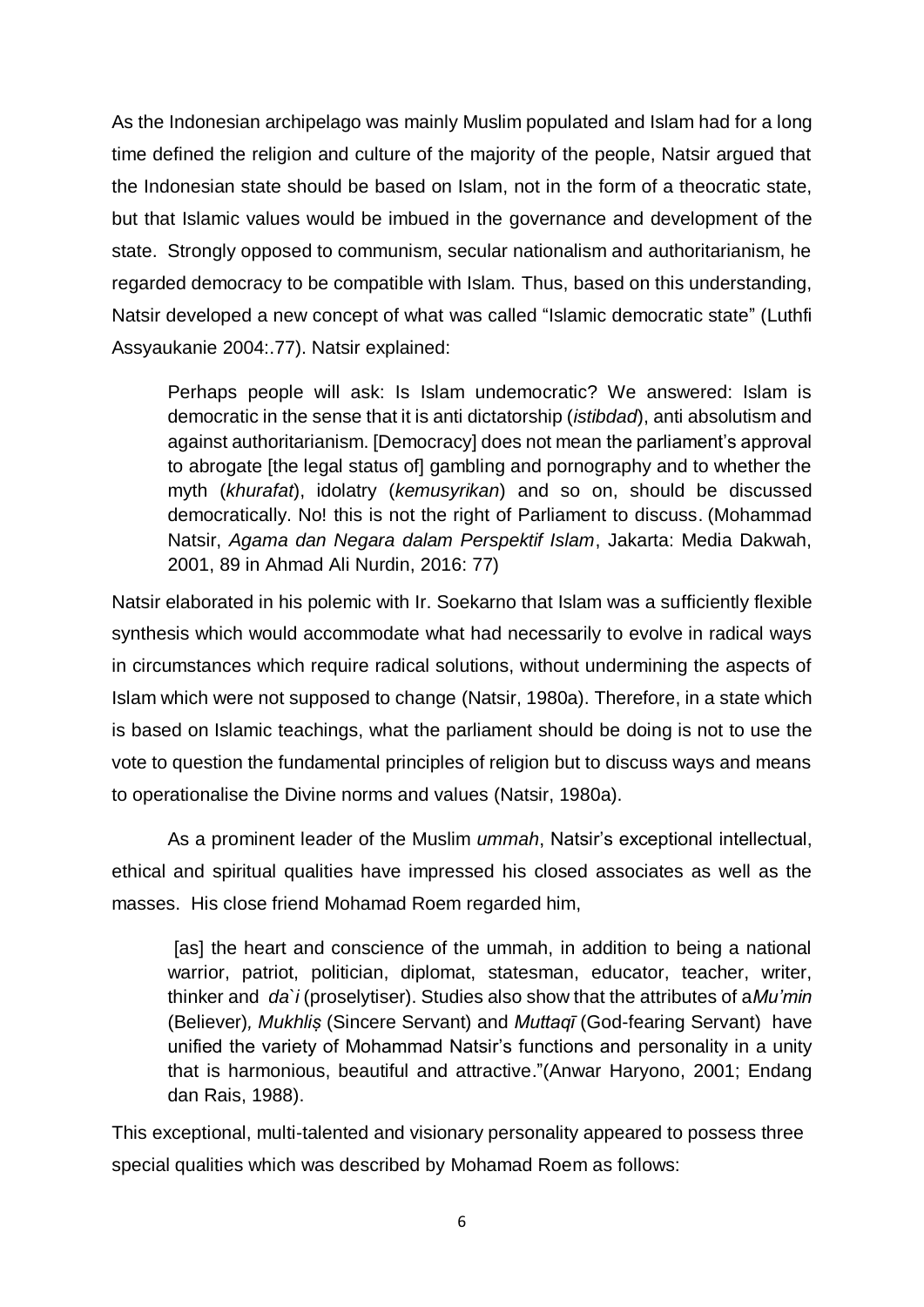As the Indonesian archipelago was mainly Muslim populated and Islam had for a long time defined the religion and culture of the majority of the people, Natsir argued that the Indonesian state should be based on Islam, not in the form of a theocratic state, but that Islamic values would be imbued in the governance and development of the state. Strongly opposed to communism, secular nationalism and authoritarianism, he regarded democracy to be compatible with Islam. Thus, based on this understanding, Natsir developed a new concept of what was called "Islamic democratic state" (Luthfi Assyaukanie 2004:.77). Natsir explained:

> Perhaps people will ask: Is Islam undemocratic? We answered: Islam is democratic in the sense that it is anti dictatorship (*istibdad*), anti absolutism and against authoritarianism. [Democracy] does not mean the parliament's approval to abrogate [the legal status of] gambling and pornography and to whether the myth (*khurafat*), idolatry (*kemusyrikan*) and so on, should be discussed democratically. No! this is not the right of Parliament to discuss. (Mohammad Natsir, *Agama dan Negara dalam Perspektif Islam*, Jakarta: Media Dakwah, 2001, 89 in Ahmad Ali Nurdin, 2016: 77)

Natsir elaborated in his polemic with Ir. Soekarno that Islam was a sufficiently flexible synthesis which would accommodate what had necessarily to evolve in radical ways in circumstances which require radical solutions, without undermining the aspects of Islam which were not supposed to change (Natsir, 1980a). Therefore, in a state which is based on Islamic teachings, what the parliament should be doing is not to use the vote to question the fundamental principles of religion but to discuss ways and means to operationalise the Divine norms and values (Natsir, 1980a).

As a prominent leader of the Muslim *ummah*, Natsir's exceptional intellectual, ethical and spiritual qualities have impressed his closed associates as well as the masses. His close friend Mohamad Roem regarded him,

> [as] the heart and conscience of the ummah, in addition to being a national warrior, patriot, politician, diplomat, statesman, educator, teacher, writer, thinker and *da`i* (proselytiser). Studies also show that the attributes of a*Mu'min* (Believer)*, Mukhliṣ* (Sincere Servant) and *Muttaqī* (God-fearing Servant) have unified the variety of Mohammad Natsir's functions and personality in a unity that is harmonious, beautiful and attractive."(Anwar Haryono, 2001; Endang dan Rais, 1988).

This exceptional, multi-talented and visionary personality appeared to possess three special qualities which was described by Mohamad Roem as follows: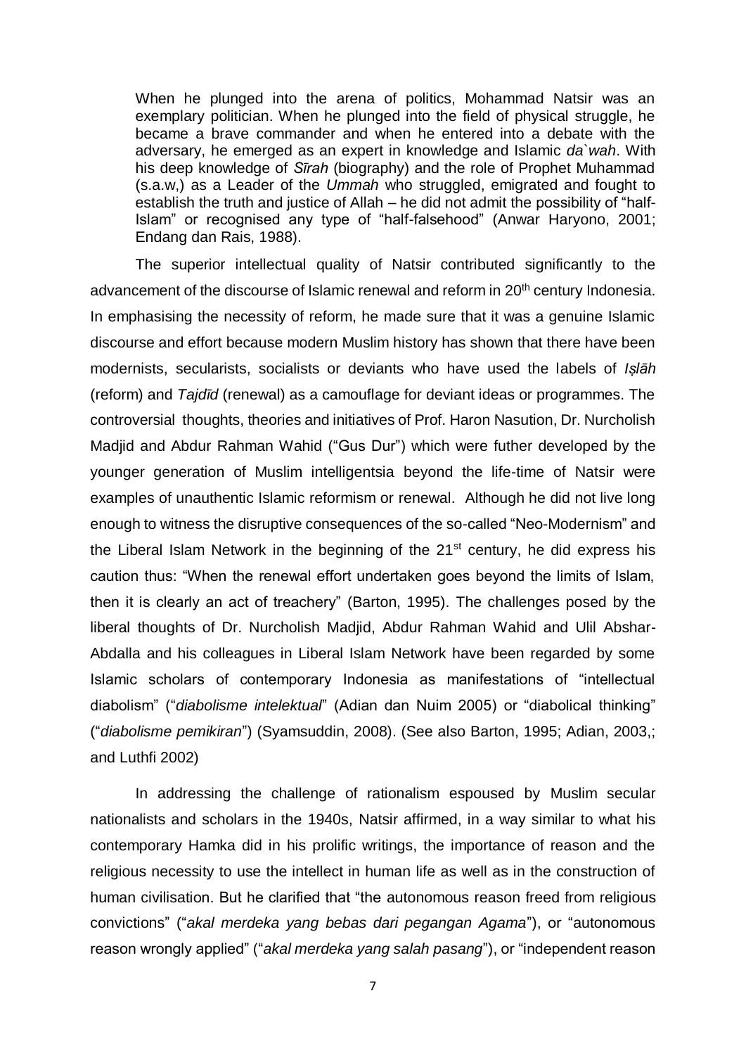> When he plunged into the arena of politics, Mohammad Natsir was an exemplary politician. When he plunged into the field of physical struggle, he became a brave commander and when he entered into a debate with the adversary, he emerged as an expert in knowledge and Islamic *da`wah*. With his deep knowledge of *Sīrah* (biography) and the role of Prophet Muhammad (s.a.w,) as a Leader of the *Ummah* who struggled, emigrated and fought to establish the truth and justice of Allah – he did not admit the possibility of "half-Islam" or recognised any type of "half-falsehood" (Anwar Haryono, 2001; Endang dan Rais, 1988).

The superior intellectual quality of Natsir contributed significantly to the advancement of the discourse of Islamic renewal and reform in 20th century Indonesia. In emphasising the necessity of reform, he made sure that it was a genuine Islamic discourse and effort because modern Muslim history has shown that there have been modernists, secularists, socialists or deviants who have used the labels of *Iṣlāh* (reform) and *Tajdīd* (renewal) as a camouflage for deviant ideas or programmes. The controversial thoughts, theories and initiatives of Prof. Haron Nasution, Dr. Nurcholish Madjid and Abdur Rahman Wahid ("Gus Dur") which were futher developed by the younger generation of Muslim intelligentsia beyond the life-time of Natsir were examples of unauthentic Islamic reformism or renewal. Although he did not live long enough to witness the disruptive consequences of the so-called "Neo-Modernism" and the Liberal Islam Network in the beginning of the 21st century, he did express his caution thus: "When the renewal effort undertaken goes beyond the limits of Islam, then it is clearly an act of treachery" (Barton, 1995). The challenges posed by the liberal thoughts of Dr. Nurcholish Madjid, Abdur Rahman Wahid and Ulil Abshar-Abdalla and his colleagues in Liberal Islam Network have been regarded by some Islamic scholars of contemporary Indonesia as manifestations of "intellectual diabolism" ("*diabolisme intelektual*" (Adian dan Nuim 2005) or "diabolical thinking" ("*diabolisme pemikiran*") (Syamsuddin, 2008). (See also Barton, 1995; Adian, 2003,; and Luthfi 2002)

In addressing the challenge of rationalism espoused by Muslim secular nationalists and scholars in the 1940s, Natsir affirmed, in a way similar to what his contemporary Hamka did in his prolific writings, the importance of reason and the religious necessity to use the intellect in human life as well as in the construction of human civilisation. But he clarified that "the autonomous reason freed from religious convictions" ("*akal merdeka yang bebas dari pegangan Agama*"), or "autonomous reason wrongly applied" ("*akal merdeka yang salah pasang*"), or "independent reason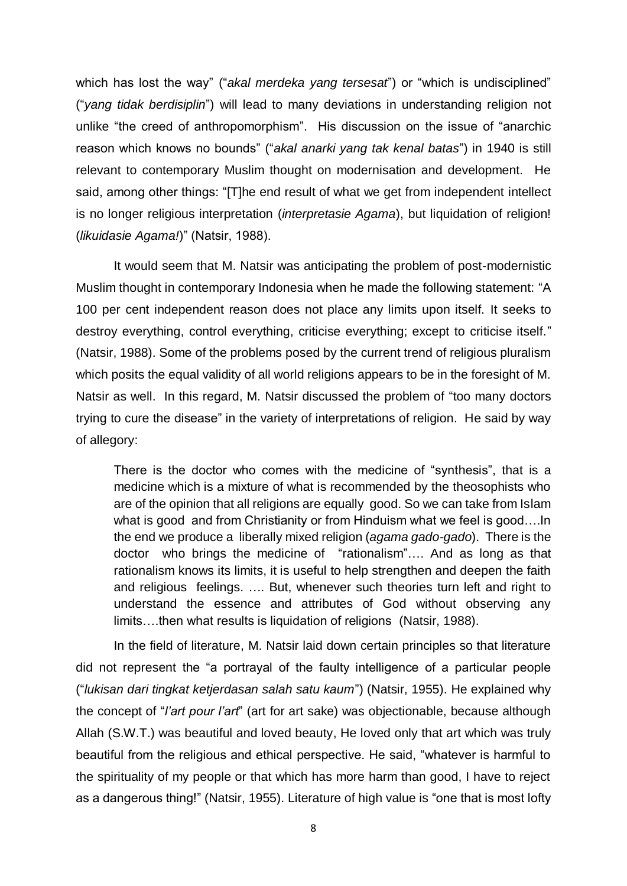which has lost the way" ("*akal merdeka yang tersesat*") or "which is undisciplined" ("*yang tidak berdisiplin*") will lead to many deviations in understanding religion not unlike "the creed of anthropomorphism". His discussion on the issue of "anarchic reason which knows no bounds" ("*akal anarki yang tak kenal batas*") in 1940 is still relevant to contemporary Muslim thought on modernisation and development. He said, among other things: "[T]he end result of what we get from independent intellect is no longer religious interpretation (*interpretasie Agama*), but liquidation of religion! (*likuidasie Agama!*)" (Natsir, 1988).

It would seem that M. Natsir was anticipating the problem of post-modernistic Muslim thought in contemporary Indonesia when he made the following statement: "A 100 per cent independent reason does not place any limits upon itself. It seeks to destroy everything, control everything, criticise everything; except to criticise itself." (Natsir, 1988). Some of the problems posed by the current trend of religious pluralism which posits the equal validity of all world religions appears to be in the foresight of M. Natsir as well. In this regard, M. Natsir discussed the problem of "too many doctors trying to cure the disease" in the variety of interpretations of religion. He said by way of allegory:

> There is the doctor who comes with the medicine of "synthesis", that is a medicine which is a mixture of what is recommended by the theosophists who are of the opinion that all religions are equally good. So we can take from Islam what is good and from Christianity or from Hinduism what we feel is good….In the end we produce a liberally mixed religion (*agama gado-gado*). There is the doctor who brings the medicine of "rationalism"…. And as long as that rationalism knows its limits, it is useful to help strengthen and deepen the faith and religious feelings. …. But, whenever such theories turn left and right to understand the essence and attributes of God without observing any limits….then what results is liquidation of religions (Natsir, 1988).

In the field of literature, M. Natsir laid down certain principles so that literature did not represent the "a portrayal of the faulty intelligence of a particular people ("*lukisan dari tingkat ketjerdasan salah satu kaum*") (Natsir, 1955). He explained why the concept of "*l'art pour l'art*" (art for art sake) was objectionable, because although Allah (S.W.T.) was beautiful and loved beauty, He loved only that art which was truly beautiful from the religious and ethical perspective. He said, "whatever is harmful to the spirituality of my people or that which has more harm than good, I have to reject as a dangerous thing!" (Natsir, 1955). Literature of high value is "one that is most lofty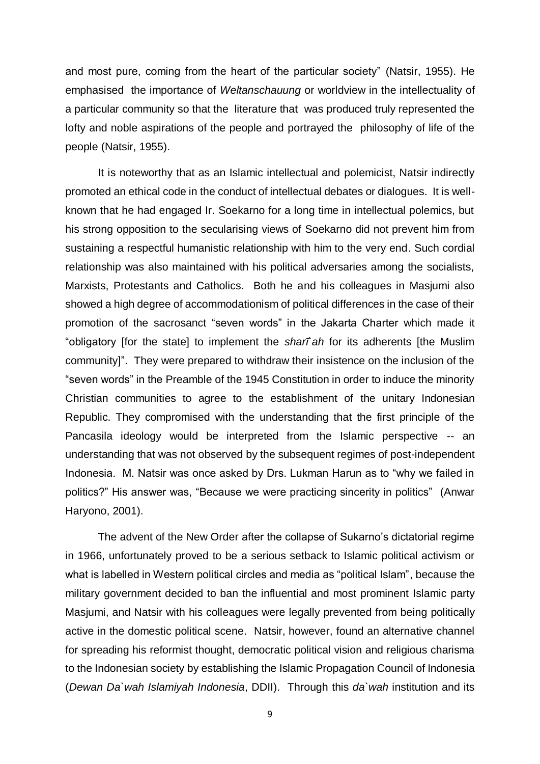and most pure, coming from the heart of the particular society" (Natsir, 1955). He emphasised the importance of *Weltanschauung* or worldview in the intellectuality of a particular community so that the literature that was produced truly represented the lofty and noble aspirations of the people and portrayed the philosophy of life of the people (Natsir, 1955).

It is noteworthy that as an Islamic intellectual and polemicist, Natsir indirectly promoted an ethical code in the conduct of intellectual debates or dialogues. It is well-known that he had engaged Ir. Soekarno for a long time in intellectual polemics, but his strong opposition to the secularising views of Soekarno did not prevent him from sustaining a respectful humanistic relationship with him to the very end. Such cordial relationship was also maintained with his political adversaries among the socialists, Marxists, Protestants and Catholics. Both he and his colleagues in Masjumi also showed a high degree of accommodationism of political differences in the case of their promotion of the sacrosanct "seven words" in the Jakarta Charter which made it "obligatory [for the state] to implement the *sharī`ah* for its adherents [the Muslim community]". They were prepared to withdraw their insistence on the inclusion of the "seven words" in the Preamble of the 1945 Constitution in order to induce the minority Christian communities to agree to the establishment of the unitary Indonesian Republic. They compromised with the understanding that the first principle of the Pancasila ideology would be interpreted from the Islamic perspective -- an understanding that was not observed by the subsequent regimes of post-independent Indonesia. M. Natsir was once asked by Drs. Lukman Harun as to "why we failed in politics?" His answer was, "Because we were practicing sincerity in politics" (Anwar Haryono, 2001).

The advent of the New Order after the collapse of Sukarno's dictatorial regime in 1966, unfortunately proved to be a serious setback to Islamic political activism or what is labelled in Western political circles and media as "political Islam", because the military government decided to ban the influential and most prominent Islamic party Masjumi, and Natsir with his colleagues were legally prevented from being politically active in the domestic political scene. Natsir, however, found an alternative channel for spreading his reformist thought, democratic political vision and religious charisma to the Indonesian society by establishing the Islamic Propagation Council of Indonesia (*Dewan Da`wah Islamiyah Indonesia*, DDII). Through this *da`wah* institution and its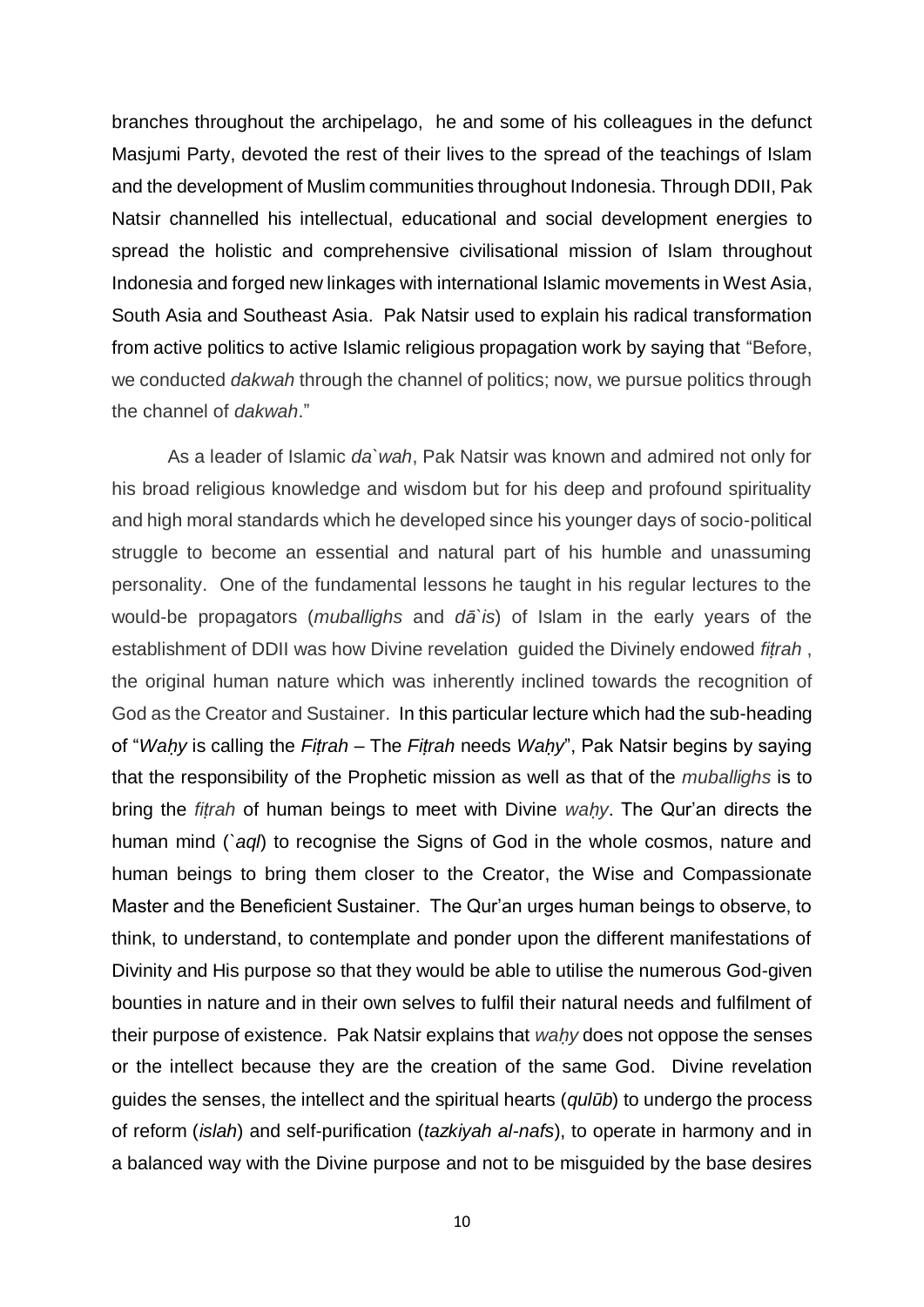branches throughout the archipelago, he and some of his colleagues in the defunct Masjumi Party, devoted the rest of their lives to the spread of the teachings of Islam and the development of Muslim communities throughout Indonesia. Through DDII, Pak Natsir channelled his intellectual, educational and social development energies to spread the holistic and comprehensive civilisational mission of Islam throughout Indonesia and forged new linkages with international Islamic movements in West Asia, South Asia and Southeast Asia. Pak Natsir used to explain his radical transformation from active politics to active Islamic religious propagation work by saying that "Before, we conducted *dakwah* through the channel of politics; now, we pursue politics through the channel of *dakwah*."

As a leader of Islamic *da`wah*, Pak Natsir was known and admired not only for his broad religious knowledge and wisdom but for his deep and profound spirituality and high moral standards which he developed since his younger days of socio-political struggle to become an essential and natural part of his humble and unassuming personality. One of the fundamental lessons he taught in his regular lectures to the would-be propagators (*muballighs* and *dā`is*) of Islam in the early years of the establishment of DDII was how Divine revelation guided the Divinely endowed *fiṭrah* , the original human nature which was inherently inclined towards the recognition of God as the Creator and Sustainer. In this particular lecture which had the sub-heading of "*Waḥy* is calling the *Fiṭrah* – The *Fiṭrah* needs *Waḥy*", Pak Natsir begins by saying that the responsibility of the Prophetic mission as well as that of the *muballighs* is to bring the *fiṭrah* of human beings to meet with Divine *waḥy*. The Qur'an directs the human mind (*`aql*) to recognise the Signs of God in the whole cosmos, nature and human beings to bring them closer to the Creator, the Wise and Compassionate Master and the Beneficient Sustainer. The Qur'an urges human beings to observe, to think, to understand, to contemplate and ponder upon the different manifestations of Divinity and His purpose so that they would be able to utilise the numerous God-given bounties in nature and in their own selves to fulfil their natural needs and fulfilment of their purpose of existence. Pak Natsir explains that *waḥy* does not oppose the senses or the intellect because they are the creation of the same God. Divine revelation guides the senses, the intellect and the spiritual hearts (*qulūb*) to undergo the process of reform (*islah*) and self-purification (*tazkiyah al-nafs*), to operate in harmony and in a balanced way with the Divine purpose and not to be misguided by the base desires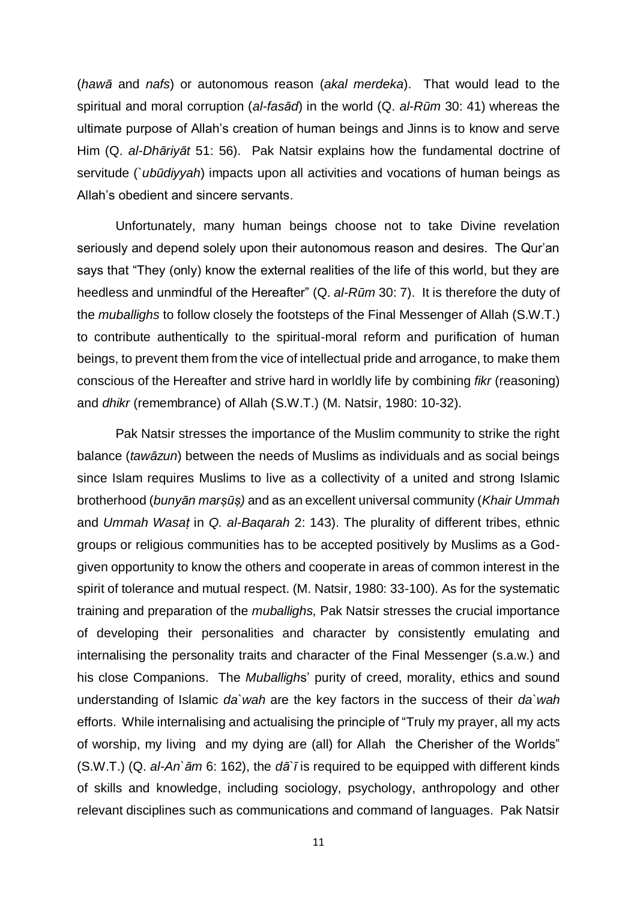(*hawā* and *nafs*) or autonomous reason (*akal merdeka*). That would lead to the spiritual and moral corruption (*al-fasād*) in the world (Q. *al-Rūm* 30: 41) whereas the ultimate purpose of Allah's creation of human beings and Jinns is to know and serve Him (Q. *al-Dhāriyāt* 51: 56). Pak Natsir explains how the fundamental doctrine of servitude (*`ubūdiyyah*) impacts upon all activities and vocations of human beings as Allah's obedient and sincere servants.

Unfortunately, many human beings choose not to take Divine revelation seriously and depend solely upon their autonomous reason and desires. The Qur'an says that "They (only) know the external realities of the life of this world, but they are heedless and unmindful of the Hereafter" (Q. *al-Rūm* 30: 7). It is therefore the duty of the *muballighs* to follow closely the footsteps of the Final Messenger of Allah (S.W.T.) to contribute authentically to the spiritual-moral reform and purification of human beings, to prevent them from the vice of intellectual pride and arrogance, to make them conscious of the Hereafter and strive hard in worldly life by combining *fikr* (reasoning) and *dhikr* (remembrance) of Allah (S.W.T.) (M. Natsir, 1980: 10-32).

Pak Natsir stresses the importance of the Muslim community to strike the right balance (*tawāzun*) between the needs of Muslims as individuals and as social beings since Islam requires Muslims to live as a collectivity of a united and strong Islamic brotherhood (*bunyān marṣūṣ)* and as an excellent universal community (*Khair Ummah* and *Ummah Wasaṭ* in *Q. al-Baqarah* 2: 143). The plurality of different tribes, ethnic groups or religious communities has to be accepted positively by Muslims as a God-given opportunity to know the others and cooperate in areas of common interest in the spirit of tolerance and mutual respect. (M. Natsir, 1980: 33-100). As for the systematic training and preparation of the *muballighs,* Pak Natsir stresses the crucial importance of developing their personalities and character by consistently emulating and internalising the personality traits and character of the Final Messenger (s.a.w.) and his close Companions. The *Muballigh*s' purity of creed, morality, ethics and sound understanding of Islamic *da`wah* are the key factors in the success of their *da`wah* efforts. While internalising and actualising the principle of "Truly my prayer, all my acts of worship, my living and my dying are (all) for Allah the Cherisher of the Worlds" (S.W.T.) (Q. *al-An`ām* 6: 162), the *dā`ī* is required to be equipped with different kinds of skills and knowledge, including sociology, psychology, anthropology and other relevant disciplines such as communications and command of languages. Pak Natsir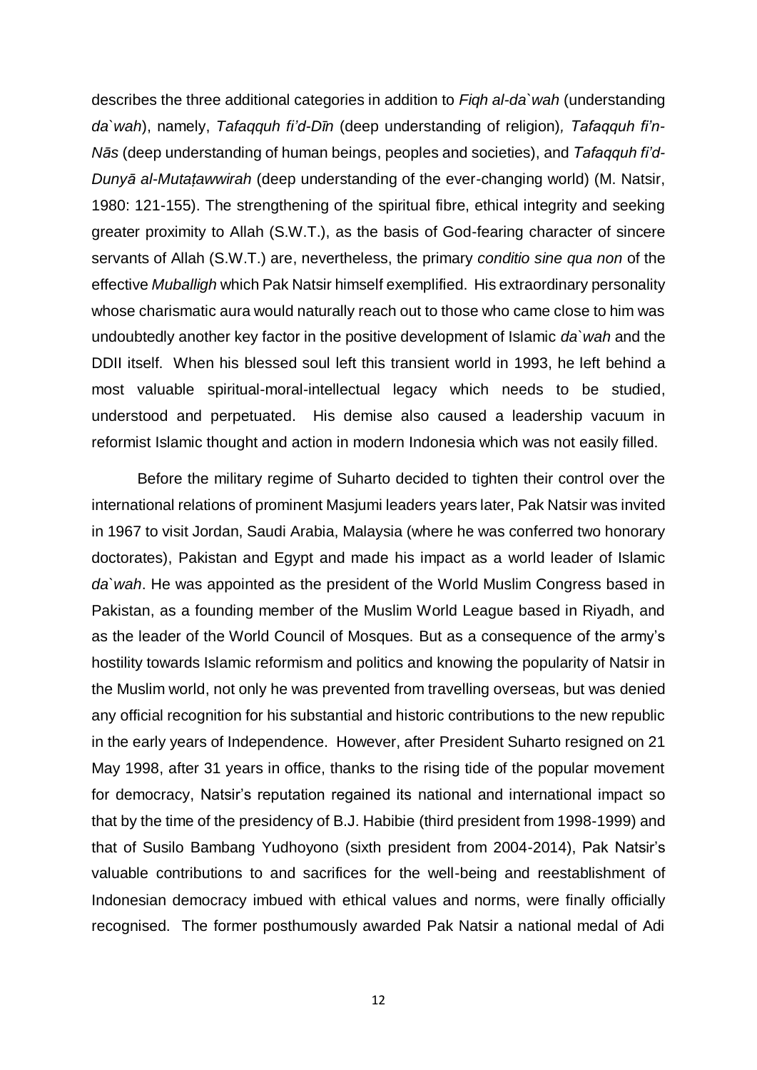describes the three additional categories in addition to *Fiqh al-da`wah* (understanding *da`wah*), namely, *Tafaqquh fi'd-Dīn* (deep understanding of religion), *Tafaqquh fi'n-Nās* (deep understanding of human beings, peoples and societies), and *Tafaqquh fi'd-Dunyā al-Mutaṭawwirah* (deep understanding of the ever-changing world) (M. Natsir, 1980: 121-155). The strengthening of the spiritual fibre, ethical integrity and seeking greater proximity to Allah (S.W.T.), as the basis of God-fearing character of sincere servants of Allah (S.W.T.) are, nevertheless, the primary *conditio sine qua non* of the effective *Muballigh* which Pak Natsir himself exemplified. His extraordinary personality whose charismatic aura would naturally reach out to those who came close to him was undoubtedly another key factor in the positive development of Islamic *da`wah* and the DDII itself. When his blessed soul left this transient world in 1993, he left behind a most valuable spiritual-moral-intellectual legacy which needs to be studied, understood and perpetuated. His demise also caused a leadership vacuum in reformist Islamic thought and action in modern Indonesia which was not easily filled.

Before the military regime of Suharto decided to tighten their control over the international relations of prominent Masjumi leaders years later, Pak Natsir was invited in 1967 to visit Jordan, Saudi Arabia, Malaysia (where he was conferred two honorary doctorates), Pakistan and Egypt and made his impact as a world leader of Islamic *da`wah*. He was appointed as the president of the World Muslim Congress based in Pakistan, as a founding member of the Muslim World League based in Riyadh, and as the leader of the World Council of Mosques. But as a consequence of the army's hostility towards Islamic reformism and politics and knowing the popularity of Natsir in the Muslim world, not only he was prevented from travelling overseas, but was denied any official recognition for his substantial and historic contributions to the new republic in the early years of Independence. However, after President Suharto resigned on 21 May 1998, after 31 years in office, thanks to the rising tide of the popular movement for democracy, Natsir's reputation regained its national and international impact so that by the time of the presidency of B.J. Habibie (third president from 1998-1999) and that of Susilo Bambang Yudhoyono (sixth president from 2004-2014), Pak Natsir's valuable contributions to and sacrifices for the well-being and reestablishment of Indonesian democracy imbued with ethical values and norms, were finally officially recognised. The former posthumously awarded Pak Natsir a national medal of Adi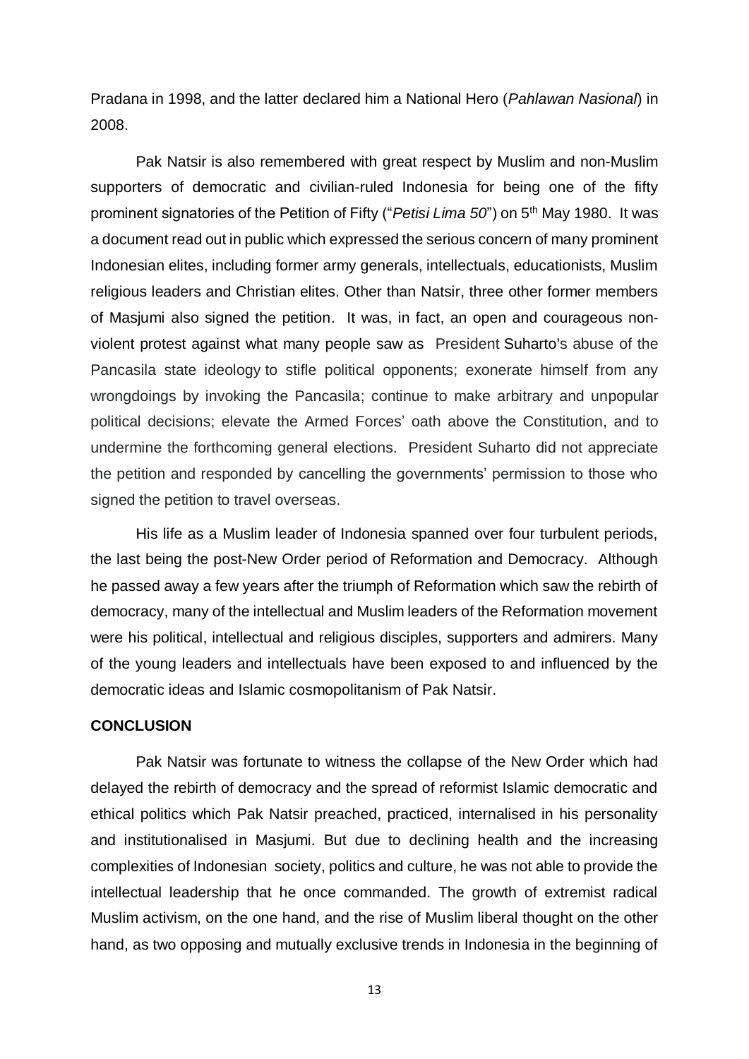Pradana in 1998, and the latter declared him a National Hero (*Pahlawan Nasional*) in 2008.

Pak Natsir is also remembered with great respect by Muslim and non-Muslim supporters of democratic and civilian-ruled Indonesia for being one of the fifty prominent signatories of the Petition of Fifty ("*Petisi Lima 50*") on 5th May 1980. It was a document read out in public which expressed the serious concern of many prominent Indonesian elites, including former army generals, intellectuals, educationists, Muslim religious leaders and Christian elites. Other than Natsir, three other former members of Masjumi also signed the petition. It was, in fact, an open and courageous non-violent protest against what many people saw as President Suharto's abuse of the Pancasila state ideology to stifle political opponents; exonerate himself from any wrongdoings by invoking the Pancasila; continue to make arbitrary and unpopular political decisions; elevate the Armed Forces' oath above the Constitution, and to undermine the forthcoming general elections. President Suharto did not appreciate the petition and responded by cancelling the governments' permission to those who signed the petition to travel overseas.

His life as a Muslim leader of Indonesia spanned over four turbulent periods, the last being the post-New Order period of Reformation and Democracy. Although he passed away a few years after the triumph of Reformation which saw the rebirth of democracy, many of the intellectual and Muslim leaders of the Reformation movement were his political, intellectual and religious disciples, supporters and admirers. Many of the young leaders and intellectuals have been exposed to and influenced by the democratic ideas and Islamic cosmopolitanism of Pak Natsir.

## CONCLUSION

Pak Natsir was fortunate to witness the collapse of the New Order which had delayed the rebirth of democracy and the spread of reformist Islamic democratic and ethical politics which Pak Natsir preached, practiced, internalised in his personality and institutionalised in Masjumi. But due to declining health and the increasing complexities of Indonesian society, politics and culture, he was not able to provide the intellectual leadership that he once commanded. The growth of extremist radical Muslim activism, on the one hand, and the rise of Muslim liberal thought on the other hand, as two opposing and mutually exclusive trends in Indonesia in the beginning of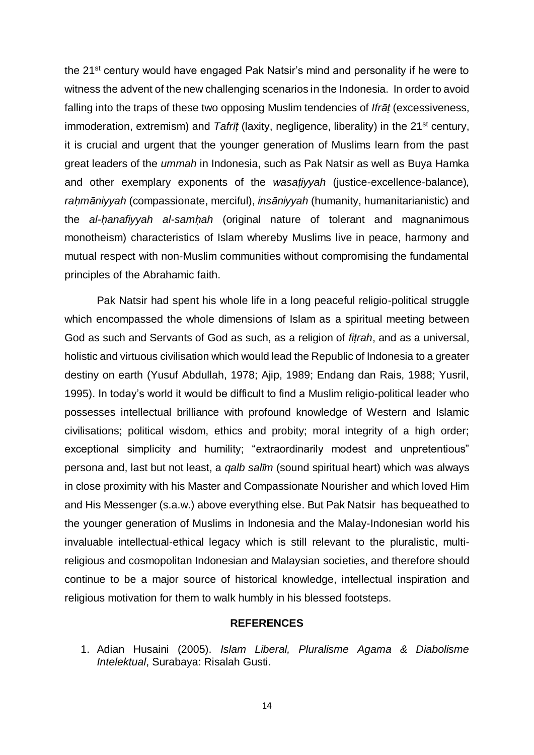the 21st century would have engaged Pak Natsir's mind and personality if he were to witness the advent of the new challenging scenarios in the Indonesia. In order to avoid falling into the traps of these two opposing Muslim tendencies of *Ifrāṭ* (excessiveness, immoderation, extremism) and *Tafrīṭ* (laxity, negligence, liberality) in the 21st century, it is crucial and urgent that the younger generation of Muslims learn from the past great leaders of the *ummah* in Indonesia, such as Pak Natsir as well as Buya Hamka and other exemplary exponents of the *wasaṭiyyah* (justice-excellence-balance), *raḥmāniyyah* (compassionate, merciful), *insāniyyah* (humanity, humanitarianistic) and the *al-ḥanafiyyah al-samḥah* (original nature of tolerant and magnanimous monotheism) characteristics of Islam whereby Muslims live in peace, harmony and mutual respect with non-Muslim communities without compromising the fundamental principles of the Abrahamic faith.

Pak Natsir had spent his whole life in a long peaceful religio-political struggle which encompassed the whole dimensions of Islam as a spiritual meeting between God as such and Servants of God as such, as a religion of *fiṭrah*, and as a universal, holistic and virtuous civilisation which would lead the Republic of Indonesia to a greater destiny on earth (Yusuf Abdullah, 1978; Ajip, 1989; Endang dan Rais, 1988; Yusril, 1995). In today's world it would be difficult to find a Muslim religio-political leader who possesses intellectual brilliance with profound knowledge of Western and Islamic civilisations; political wisdom, ethics and probity; moral integrity of a high order; exceptional simplicity and humility; "extraordinarily modest and unpretentious" persona and, last but not least, a *qalb salīm* (sound spiritual heart) which was always in close proximity with his Master and Compassionate Nourisher and which loved Him and His Messenger (s.a.w.) above everything else. But Pak Natsir has bequeathed to the younger generation of Muslims in Indonesia and the Malay-Indonesian world his invaluable intellectual-ethical legacy which is still relevant to the pluralistic, multi-religious and cosmopolitan Indonesian and Malaysian societies, and therefore should continue to be a major source of historical knowledge, intellectual inspiration and religious motivation for them to walk humbly in his blessed footsteps.

## REFERENCES

1. Adian Husaini (2005). *Islam Liberal, Pluralisme Agama & Diabolisme Intelektual*, Surabaya: Risalah Gusti.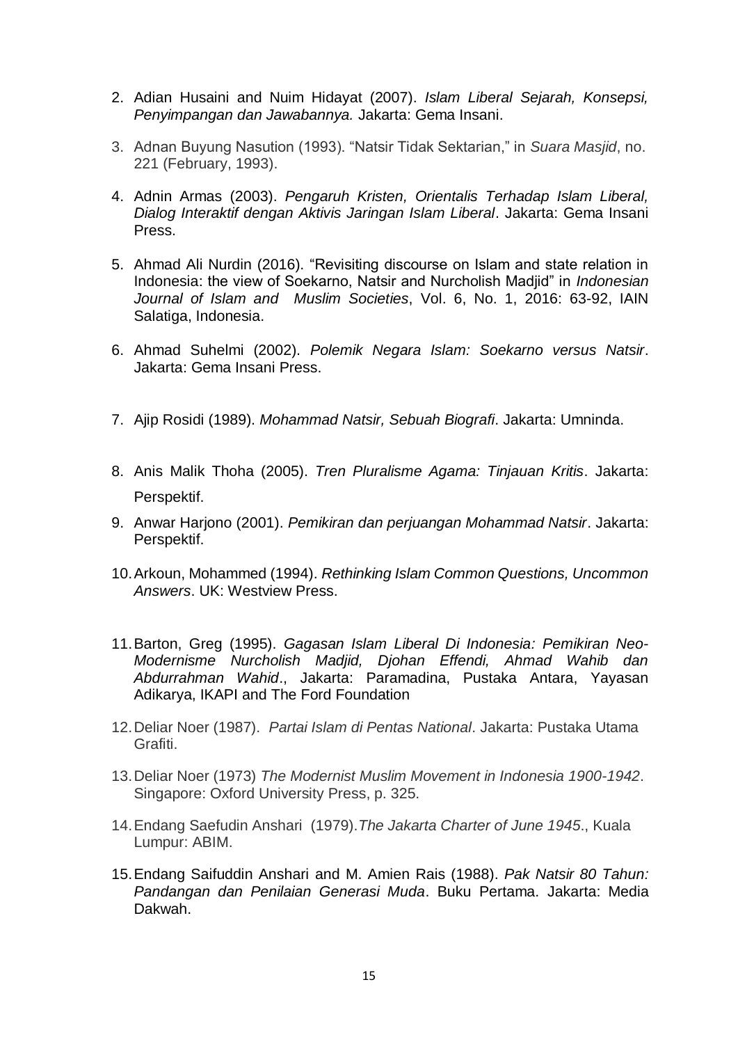2. Adian Husaini and Nuim Hidayat (2007). *Islam Liberal Sejarah, Konsepsi, Penyimpangan dan Jawabannya.* Jakarta: Gema Insani.

3. Adnan Buyung Nasution (1993). “Natsir Tidak Sektarian,” in *Suara Masjid*, no. 221 (February, 1993).

4. Adnin Armas (2003). *Pengaruh Kristen, Orientalis Terhadap Islam Liberal, Dialog Interaktif dengan Aktivis Jaringan Islam Liberal*. Jakarta: Gema Insani Press.

5. Ahmad Ali Nurdin (2016). “Revisiting discourse on Islam and state relation in Indonesia: the view of Soekarno, Natsir and Nurcholish Madjid” in *Indonesian Journal of Islam and Muslim Societies*, Vol. 6, No. 1, 2016: 63-92, IAIN Salatiga, Indonesia.

6. Ahmad Suhelmi (2002). *Polemik Negara Islam: Soekarno versus Natsir*. Jakarta: Gema Insani Press.

7. Ajip Rosidi (1989). *Mohammad Natsir, Sebuah Biografi*. Jakarta: Umninda.

8. Anis Malik Thoha (2005). *Tren Pluralisme Agama: Tinjauan Kritis*. Jakarta: Perspektif.

9. Anwar Harjono (2001). *Pemikiran dan perjuangan Mohammad Natsir*. Jakarta: Perspektif.

10. Arkoun, Mohammed (1994). *Rethinking Islam Common Questions, Uncommon Answers*. UK: Westview Press.

11. Barton, Greg (1995). *Gagasan Islam Liberal Di Indonesia: Pemikiran Neo-Modernisme Nurcholish Madjid, Djohan Effendi, Ahmad Wahib dan Abdurrahman Wahid*., Jakarta: Paramadina, Pustaka Antara, Yayasan Adikarya, IKAPI and The Ford Foundation

12. Deliar Noer (1987). *Partai Islam di Pentas National*. Jakarta: Pustaka Utama Grafiti.

13. Deliar Noer (1973) *The Modernist Muslim Movement in Indonesia 1900-1942*. Singapore: Oxford University Press, p. 325.

14. Endang Saefudin Anshari (1979).*The Jakarta Charter of June 1945*., Kuala Lumpur: ABIM.

15. Endang Saifuddin Anshari and M. Amien Rais (1988). *Pak Natsir 80 Tahun: Pandangan dan Penilaian Generasi Muda*. Buku Pertama. Jakarta: Media Dakwah.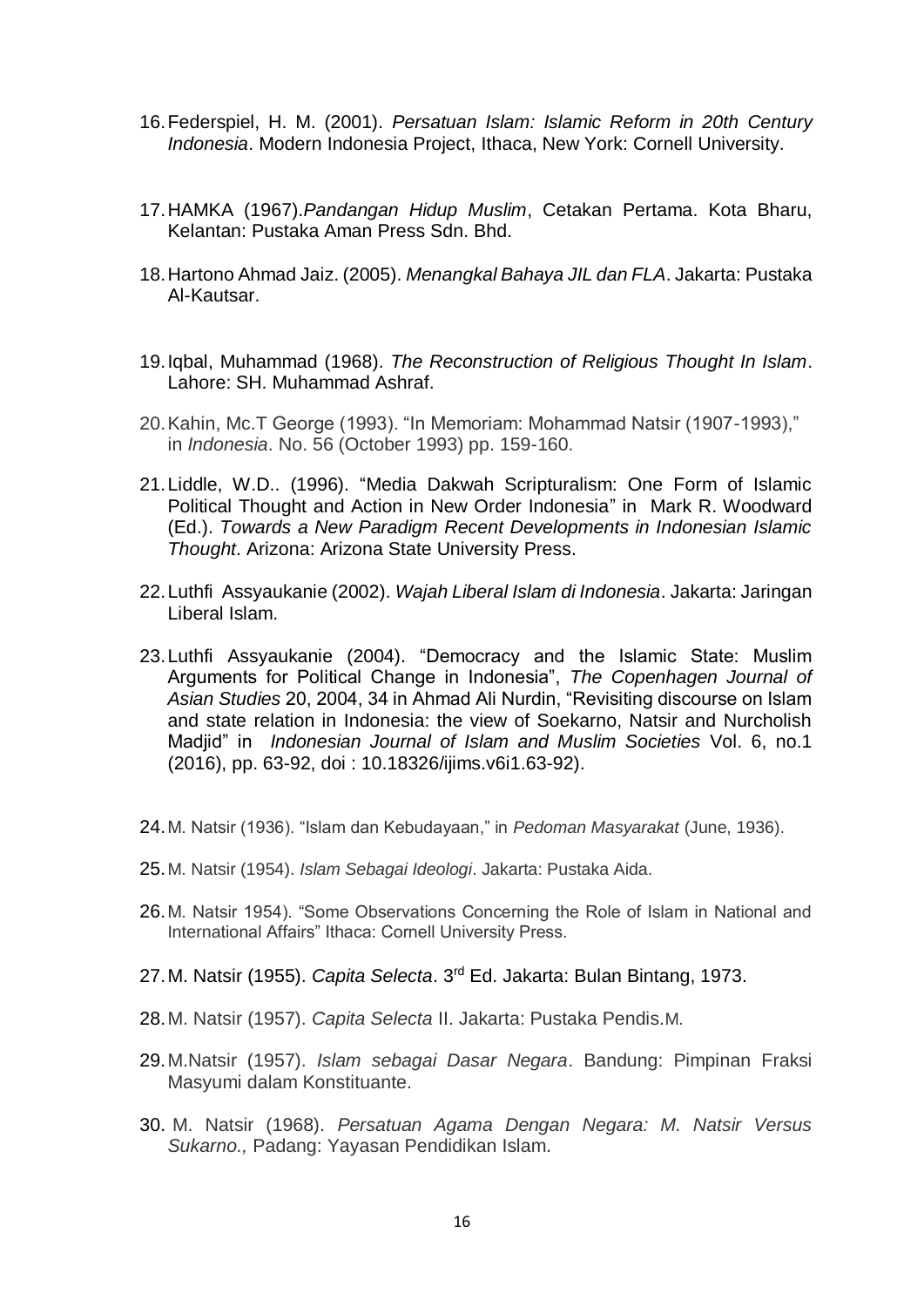16. Federspiel, H. M. (2001). *Persatuan Islam: Islamic Reform in 20th Century Indonesia*. Modern Indonesia Project, Ithaca, New York: Cornell University.

17. HAMKA (1967).*Pandangan Hidup Muslim*, Cetakan Pertama. Kota Bharu, Kelantan: Pustaka Aman Press Sdn. Bhd.

18. Hartono Ahmad Jaiz. (2005). *Menangkal Bahaya JIL dan FLA*. Jakarta: Pustaka Al-Kautsar.

19. Iqbal, Muhammad (1968). *The Reconstruction of Religious Thought In Islam*. Lahore: SH. Muhammad Ashraf.

20. Kahin, Mc.T George (1993). "In Memoriam: Mohammad Natsir (1907-1993)," in *Indonesia*. No. 56 (October 1993) pp. 159-160.

21. Liddle, W.D.. (1996). "Media Dakwah Scripturalism: One Form of Islamic Political Thought and Action in New Order Indonesia" in Mark R. Woodward (Ed.). *Towards a New Paradigm Recent Developments in Indonesian Islamic Thought*. Arizona: Arizona State University Press.

22. Luthfi Assyaukanie (2002). *Wajah Liberal Islam di Indonesia*. Jakarta: Jaringan Liberal Islam.

23. Luthfi Assyaukanie (2004). "Democracy and the Islamic State: Muslim Arguments for Political Change in Indonesia", *The Copenhagen Journal of Asian Studies* 20, 2004, 34 in Ahmad Ali Nurdin, "Revisiting discourse on Islam and state relation in Indonesia: the view of Soekarno, Natsir and Nurcholish Madjid" in *Indonesian Journal of Islam and Muslim Societies* Vol. 6, no.1 (2016), pp. 63-92, doi : 10.18326/ijims.v6i1.63-92).

24. M. Natsir (1936). "Islam dan Kebudayaan," in *Pedoman Masyarakat* (June, 1936).

25. M. Natsir (1954). *Islam Sebagai Ideologi*. Jakarta: Pustaka Aida.

26. M. Natsir 1954). "Some Observations Concerning the Role of Islam in National and International Affairs" Ithaca: Cornell University Press.

27. M. Natsir (1955). *Capita Selecta*. 3rd Ed. Jakarta: Bulan Bintang, 1973.

28. M. Natsir (1957). *Capita Selecta* II. Jakarta: Pustaka Pendis.M.

29. M.Natsir (1957). *Islam sebagai Dasar Negara*. Bandung: Pimpinan Fraksi Masyumi dalam Konstituante.

30. M. Natsir (1968). *Persatuan Agama Dengan Negara: M. Natsir Versus Sukarno.,* Padang: Yayasan Pendidikan Islam.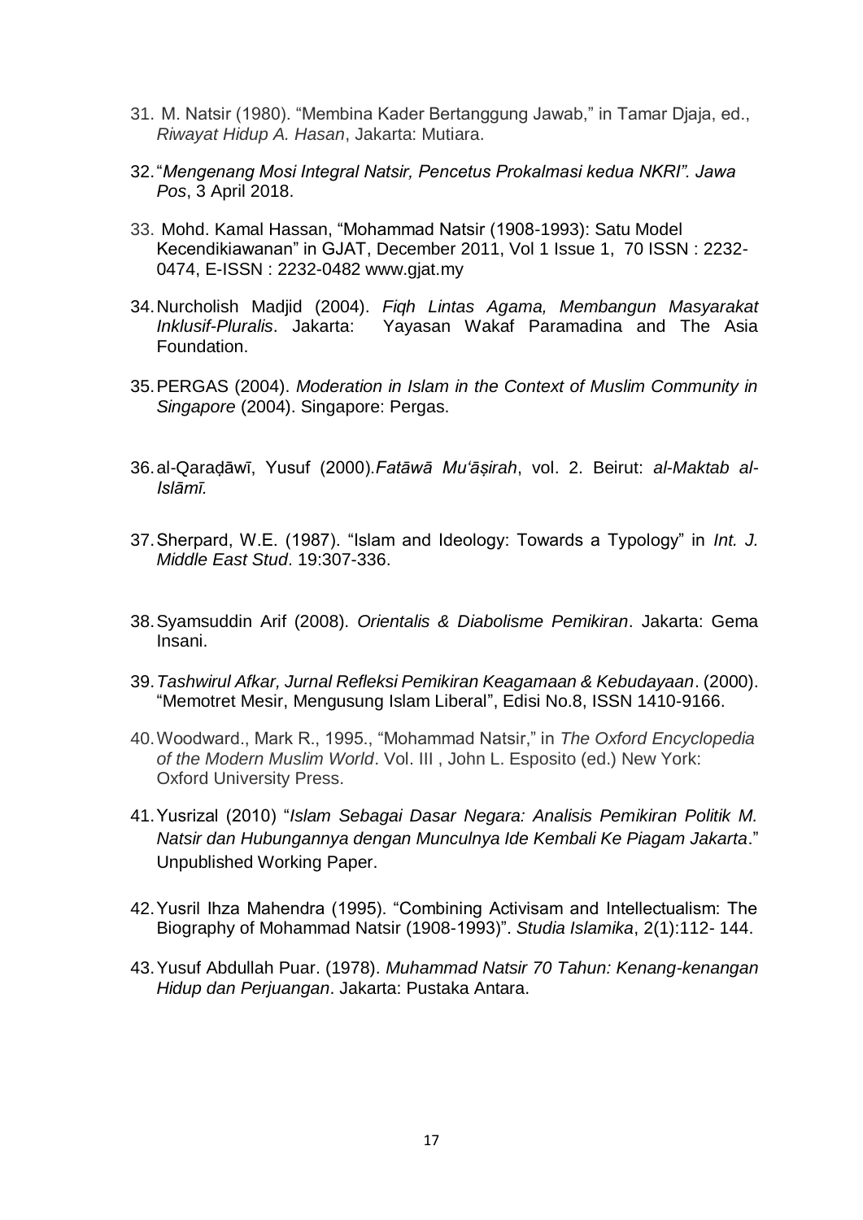31. M. Natsir (1980). “Membina Kader Bertanggung Jawab,” in Tamar Djaja, ed., *Riwayat Hidup A. Hasan*, Jakarta: Mutiara.

32. “*Mengenang Mosi Integral Natsir, Pencetus Prokalmasi kedua NKRI”. Jawa Pos*, 3 April 2018.

33. Mohd. Kamal Hassan, “Mohammad Natsir (1908-1993): Satu Model Kecendikiawanan” in GJAT, December 2011, Vol 1 Issue 1, 70 ISSN : 2232-0474, E-ISSN : 2232-0482 www.gjat.my

34. Nurcholish Madjid (2004). *Fiqh Lintas Agama, Membangun Masyarakat Inklusif-Pluralis*. Jakarta: Yayasan Wakaf Paramadina and The Asia Foundation.

35. PERGAS (2004). *Moderation in Islam in the Context of Muslim Community in Singapore* (2004). Singapore: Pergas.

36. al-Qaraḍāwī, Yusuf (2000).*Fatāwā Mu‘āṣirah*, vol. 2. Beirut: *al-Maktab al-Islāmī.*

37. Sherpard, W.E. (1987). “Islam and Ideology: Towards a Typology” in *Int. J. Middle East Stud*. 19:307-336.

38. Syamsuddin Arif (2008). *Orientalis & Diabolisme Pemikiran*. Jakarta: Gema Insani.

39. *Tashwirul Afkar, Jurnal Refleksi Pemikiran Keagamaan & Kebudayaan*. (2000). “Memotret Mesir, Mengusung Islam Liberal”, Edisi No.8, ISSN 1410-9166.

40. Woodward., Mark R., 1995., “Mohammad Natsir,” in *The Oxford Encyclopedia of the Modern Muslim World*. Vol. III , John L. Esposito (ed.) New York: Oxford University Press.

41. Yusrizal (2010) “*Islam Sebagai Dasar Negara: Analisis Pemikiran Politik M. Natsir dan Hubungannya dengan Munculnya Ide Kembali Ke Piagam Jakarta*.” Unpublished Working Paper.

42. Yusril Ihza Mahendra (1995). “Combining Activisam and Intellectualism: The Biography of Mohammad Natsir (1908-1993)”. *Studia Islamika*, 2(1):112- 144.

43. Yusuf Abdullah Puar. (1978). *Muhammad Natsir 70 Tahun: Kenang-kenangan Hidup dan Perjuangan*. Jakarta: Pustaka Antara.